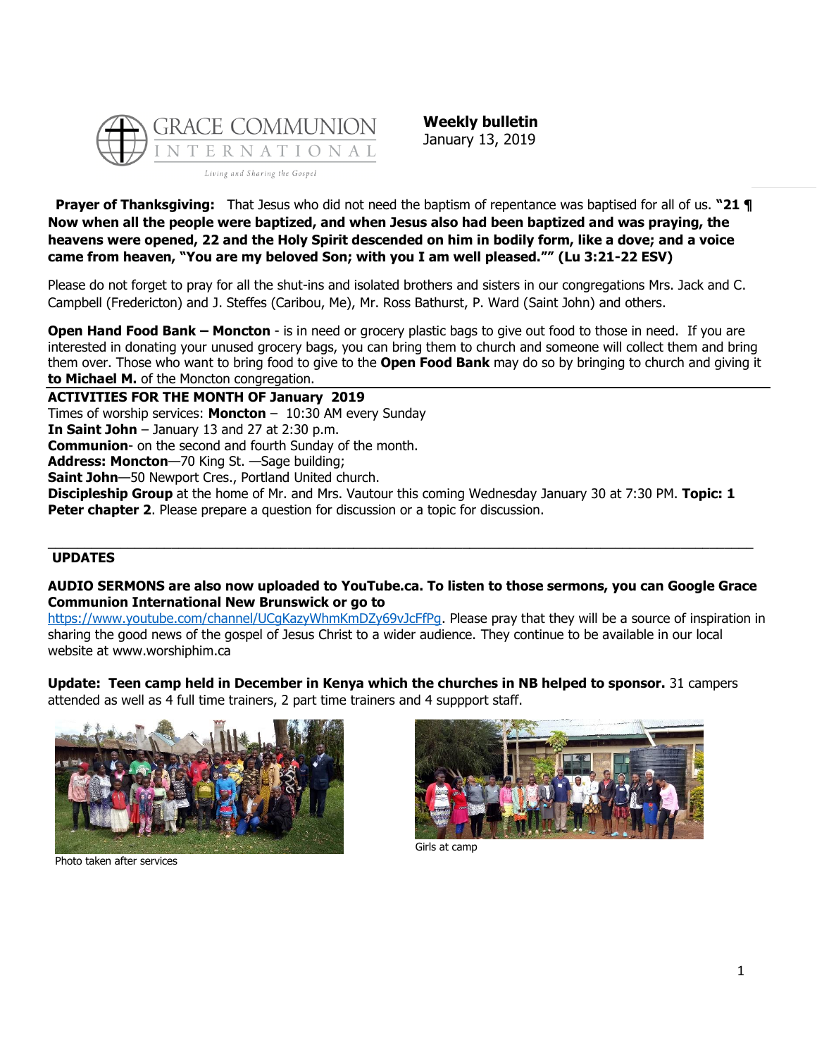GRACE COMMUNION INTERNATIONAL

*Living and Sharing the Gospel*

**Weekly bulletin**
January 13, 2019

**Prayer of Thanksgiving:** That Jesus who did not need the baptism of repentance was baptised for all of us. **"21 ¶ Now when all the people were baptized, and when Jesus also had been baptized and was praying, the heavens were opened, 22 and the Holy Spirit descended on him in bodily form, like a dove; and a voice came from heaven, "You are my beloved Son; with you I am well pleased."" (Lu 3:21-22 ESV)**

Please do not forget to pray for all the shut-ins and isolated brothers and sisters in our congregations Mrs. Jack and C. Campbell (Fredericton) and J. Steffes (Caribou, Me), Mr. Ross Bathurst, P. Ward (Saint John) and others.

**Open Hand Food Bank – Moncton** - is in need or grocery plastic bags to give out food to those in need. If you are interested in donating your unused grocery bags, you can bring them to church and someone will collect them and bring them over. Those who want to bring food to give to the **Open Food Bank** may do so by bringing to church and giving it **to Michael M.** of the Moncton congregation.

**ACTIVITIES FOR THE MONTH OF January 2019**

Times of worship services: **Moncton** – 10:30 AM every Sunday
**In Saint John** – January 13 and 27 at 2:30 p.m.
**Communion**- on the second and fourth Sunday of the month.
**Address: Moncton**—70 King St. —Sage building;
**Saint John**—50 Newport Cres., Portland United church.
**Discipleship Group** at the home of Mr. and Mrs. Vautour this coming Wednesday January 30 at 7:30 PM. **Topic: 1 Peter chapter 2**. Please prepare a question for discussion or a topic for discussion.

**UPDATES**

**AUDIO SERMONS are also now uploaded to YouTube.ca. To listen to those sermons, you can Google Grace Communion International New Brunswick or go to** https://www.youtube.com/channel/UCgKazyWhmKmDZy69vJcFfPg. Please pray that they will be a source of inspiration in sharing the good news of the gospel of Jesus Christ to a wider audience. They continue to be available in our local website at www.worshiphim.ca

**Update: Teen camp held in December in Kenya which the churches in NB helped to sponsor.** 31 campers attended as well as 4 full time trainers, 2 part time trainers and 4 suppport staff.

Photo taken after services

Girls at camp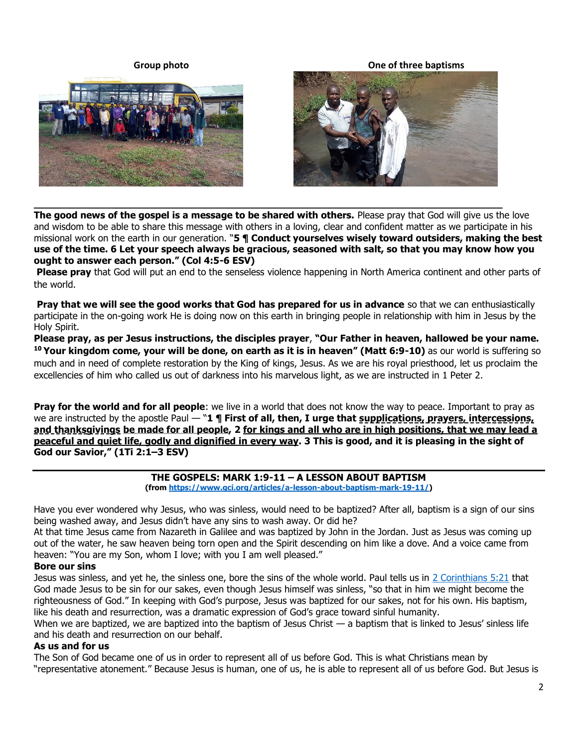**Group photo** **One of three baptisms**

---

**The good news of the gospel is a message to be shared with others.** Please pray that God will give us the love and wisdom to be able to share this message with others in a loving, clear and confident matter as we participate in his missional work on the earth in our generation. "**5 ¶ Conduct yourselves wisely toward outsiders, making the best use of the time. 6 Let your speech always be gracious, seasoned with salt, so that you may know how you ought to answer each person." (Col 4:5-6 ESV)**

**Please pray** that God will put an end to the senseless violence happening in North America continent and other parts of the world.

**Pray that we will see the good works that God has prepared for us in advance** so that we can enthusiastically participate in the on-going work He is doing now on this earth in bringing people in relationship with him in Jesus by the Holy Spirit.

**Please pray, as per Jesus instructions, the disciples prayer**, **"Our Father in heaven, hallowed be your name. [10] Your kingdom come, your will be done, on earth as it is in heaven" (Matt 6:9-10)** as our world is suffering so much and in need of complete restoration by the King of kings, Jesus. As we are his royal priesthood, let us proclaim the excellencies of him who called us out of darkness into his marvelous light, as we are instructed in 1 Peter 2.

**Pray for the world and for all people**: we live in a world that does not know the way to peace. Important to pray as we are instructed by the apostle Paul — "**1 ¶ First of all, then, I urge that <u>supplications, prayers, intercessions, and thanksgivings</u> <u>be made for all people</u>, 2 <u>for kings and all who are in high positions, that we may lead a peaceful and quiet life, godly and dignified in every way</u>. 3 This is good, and it is pleasing in the sight of God our Savior," (1Ti 2:1–3 ESV)**

---

## THE GOSPELS: MARK 1:9-11 – A LESSON ABOUT BAPTISM

**(from https://www.gci.org/articles/a-lesson-about-baptism-mark-19-11/)**

Have you ever wondered why Jesus, who was sinless, would need to be baptized? After all, baptism is a sign of our sins being washed away, and Jesus didn't have any sins to wash away. Or did he?

At that time Jesus came from Nazareth in Galilee and was baptized by John in the Jordan. Just as Jesus was coming up out of the water, he saw heaven being torn open and the Spirit descending on him like a dove. And a voice came from heaven: "You are my Son, whom I love; with you I am well pleased."

### Bore our sins

Jesus was sinless, and yet he, the sinless one, bore the sins of the whole world. Paul tells us in 2 Corinthians 5:21 that God made Jesus to be sin for our sakes, even though Jesus himself was sinless, "so that in him we might become the righteousness of God." In keeping with God's purpose, Jesus was baptized for our sakes, not for his own. His baptism, like his death and resurrection, was a dramatic expression of God's grace toward sinful humanity.

When we are baptized, we are baptized into the baptism of Jesus Christ — a baptism that is linked to Jesus' sinless life and his death and resurrection on our behalf.

### As us and for us

The Son of God became one of us in order to represent all of us before God. This is what Christians mean by "representative atonement." Because Jesus is human, one of us, he is able to represent all of us before God. But Jesus is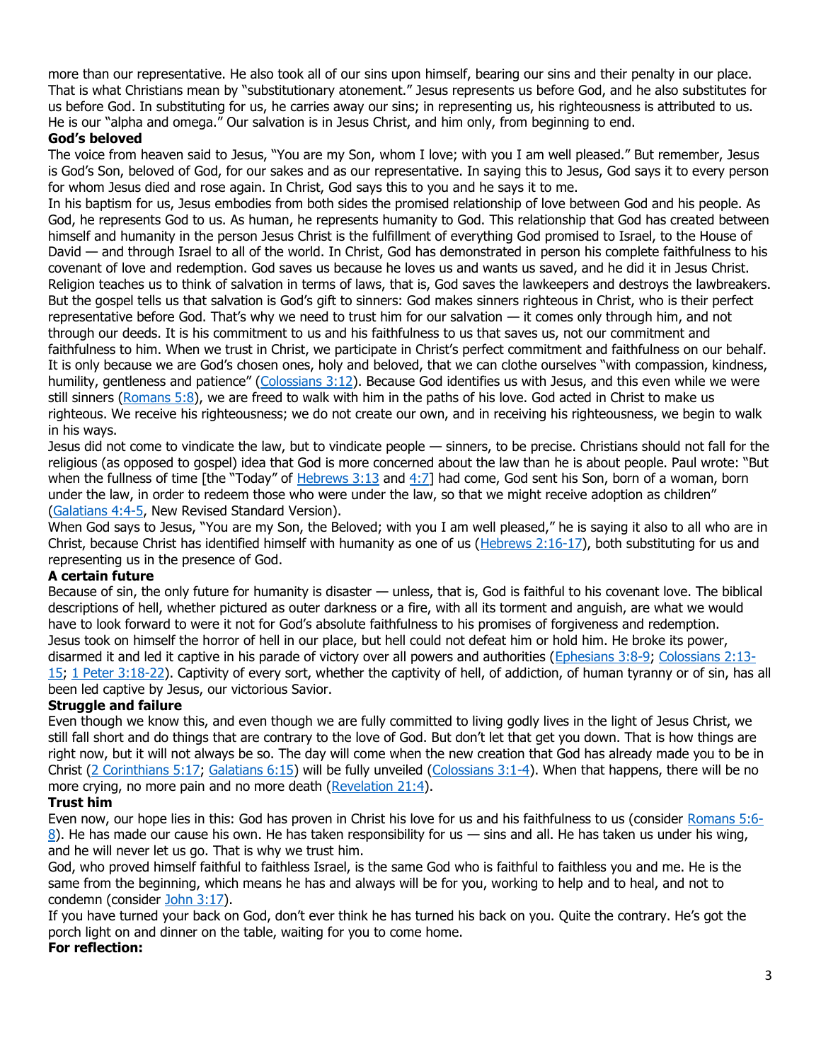more than our representative. He also took all of our sins upon himself, bearing our sins and their penalty in our place. That is what Christians mean by "substitutionary atonement." Jesus represents us before God, and he also substitutes for us before God. In substituting for us, he carries away our sins; in representing us, his righteousness is attributed to us. He is our "alpha and omega." Our salvation is in Jesus Christ, and him only, from beginning to end.

**God's beloved**

The voice from heaven said to Jesus, "You are my Son, whom I love; with you I am well pleased." But remember, Jesus is God's Son, beloved of God, for our sakes and as our representative. In saying this to Jesus, God says it to every person for whom Jesus died and rose again. In Christ, God says this to you and he says it to me.

In his baptism for us, Jesus embodies from both sides the promised relationship of love between God and his people. As God, he represents God to us. As human, he represents humanity to God. This relationship that God has created between himself and humanity in the person Jesus Christ is the fulfillment of everything God promised to Israel, to the House of David — and through Israel to all of the world. In Christ, God has demonstrated in person his complete faithfulness to his covenant of love and redemption. God saves us because he loves us and wants us saved, and he did it in Jesus Christ.

Religion teaches us to think of salvation in terms of laws, that is, God saves the lawkeepers and destroys the lawbreakers. But the gospel tells us that salvation is God's gift to sinners: God makes sinners righteous in Christ, who is their perfect representative before God. That's why we need to trust him for our salvation — it comes only through him, and not through our deeds. It is his commitment to us and his faithfulness to us that saves us, not our commitment and faithfulness to him. When we trust in Christ, we participate in Christ's perfect commitment and faithfulness on our behalf.

It is only because we are God's chosen ones, holy and beloved, that we can clothe ourselves "with compassion, kindness, humility, gentleness and patience" (Colossians 3:12). Because God identifies us with Jesus, and this even while we were still sinners (Romans 5:8), we are freed to walk with him in the paths of his love. God acted in Christ to make us righteous. We receive his righteousness; we do not create our own, and in receiving his righteousness, we begin to walk in his ways.

Jesus did not come to vindicate the law, but to vindicate people — sinners, to be precise. Christians should not fall for the religious (as opposed to gospel) idea that God is more concerned about the law than he is about people. Paul wrote: "But when the fullness of time [the "Today" of Hebrews 3:13 and 4:7] had come, God sent his Son, born of a woman, born under the law, in order to redeem those who were under the law, so that we might receive adoption as children" (Galatians 4:4-5, New Revised Standard Version).

When God says to Jesus, "You are my Son, the Beloved; with you I am well pleased," he is saying it also to all who are in Christ, because Christ has identified himself with humanity as one of us (Hebrews 2:16-17), both substituting for us and representing us in the presence of God.

**A certain future**

Because of sin, the only future for humanity is disaster — unless, that is, God is faithful to his covenant love. The biblical descriptions of hell, whether pictured as outer darkness or a fire, with all its torment and anguish, are what we would have to look forward to were it not for God's absolute faithfulness to his promises of forgiveness and redemption.

Jesus took on himself the horror of hell in our place, but hell could not defeat him or hold him. He broke its power, disarmed it and led it captive in his parade of victory over all powers and authorities (Ephesians 3:8-9; Colossians 2:13-15; 1 Peter 3:18-22). Captivity of every sort, whether the captivity of hell, of addiction, of human tyranny or of sin, has all been led captive by Jesus, our victorious Savior.

**Struggle and failure**

Even though we know this, and even though we are fully committed to living godly lives in the light of Jesus Christ, we still fall short and do things that are contrary to the love of God. But don't let that get you down. That is how things are right now, but it will not always be so. The day will come when the new creation that God has already made you to be in Christ (2 Corinthians 5:17; Galatians 6:15) will be fully unveiled (Colossians 3:1-4). When that happens, there will be no more crying, no more pain and no more death (Revelation 21:4).

**Trust him**

Even now, our hope lies in this: God has proven in Christ his love for us and his faithfulness to us (consider Romans 5:6-8). He has made our cause his own. He has taken responsibility for us — sins and all. He has taken us under his wing, and he will never let us go. That is why we trust him.

God, who proved himself faithful to faithless Israel, is the same God who is faithful to faithless you and me. He is the same from the beginning, which means he has and always will be for you, working to help and to heal, and not to condemn (consider John 3:17).

If you have turned your back on God, don't ever think he has turned his back on you. Quite the contrary. He's got the porch light on and dinner on the table, waiting for you to come home.

**For reflection:**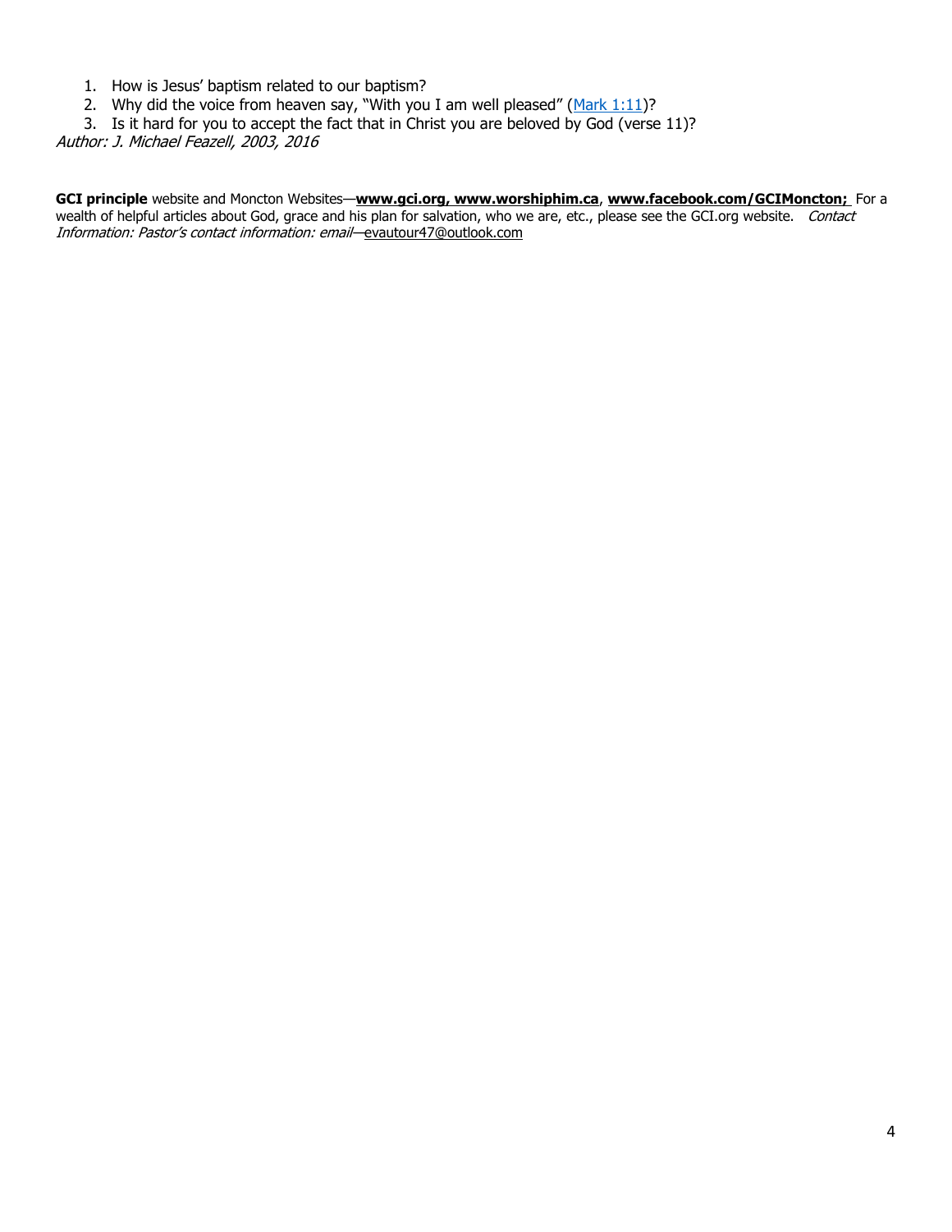1. How is Jesus' baptism related to our baptism?
2. Why did the voice from heaven say, "With you I am well pleased" (Mark 1:11)?
3. Is it hard for you to accept the fact that in Christ you are beloved by God (verse 11)?

*Author: J. Michael Feazell, 2003, 2016*

**GCI principle** website and Moncton Websites—**www.gci.org, www.worshiphim.ca**, **www.facebook.com/GCIMoncton;** For a wealth of helpful articles about God, grace and his plan for salvation, who we are, etc., please see the GCI.org website. *Contact Information: Pastor's contact information: email*—evautour47@outlook.com